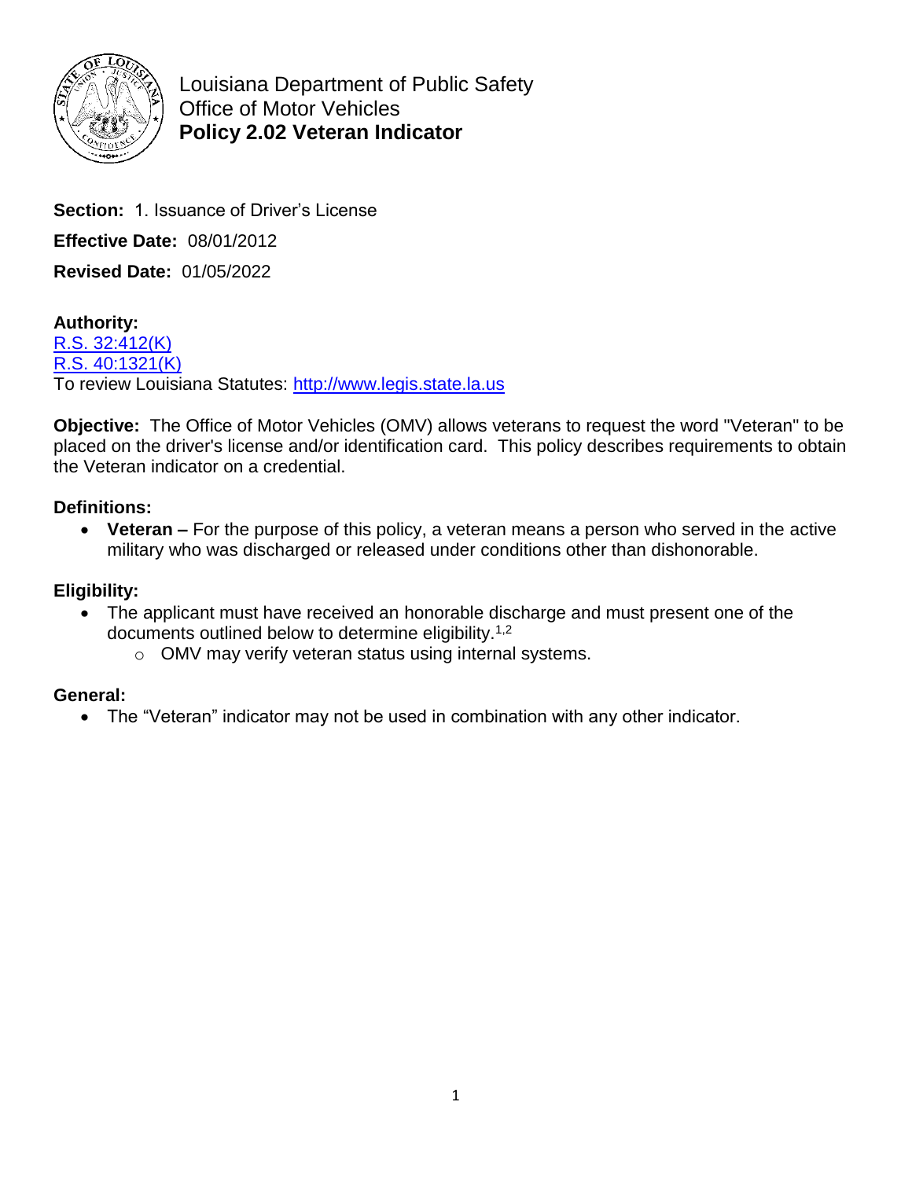Louisiana Department of Public Safety
Office of Motor Vehicles
# Policy 2.02 Veteran Indicator

**Section:** 1. Issuance of Driver's License

**Effective Date:** 08/01/2012

**Revised Date:** 01/05/2022

**Authority:**
R.S. 32:412(K)
R.S. 40:1321(K)
To review Louisiana Statutes: http://www.legis.state.la.us

**Objective:** The Office of Motor Vehicles (OMV) allows veterans to request the word "Veteran" to be placed on the driver's license and/or identification card. This policy describes requirements to obtain the Veteran indicator on a credential.

**Definitions:**

- **Veteran –** For the purpose of this policy, a veteran means a person who served in the active military who was discharged or released under conditions other than dishonorable.

**Eligibility:**

- The applicant must have received an honorable discharge and must present one of the documents outlined below to determine eligibility.[1,2]
  - OMV may verify veteran status using internal systems.

**General:**

- The "Veteran" indicator may not be used in combination with any other indicator.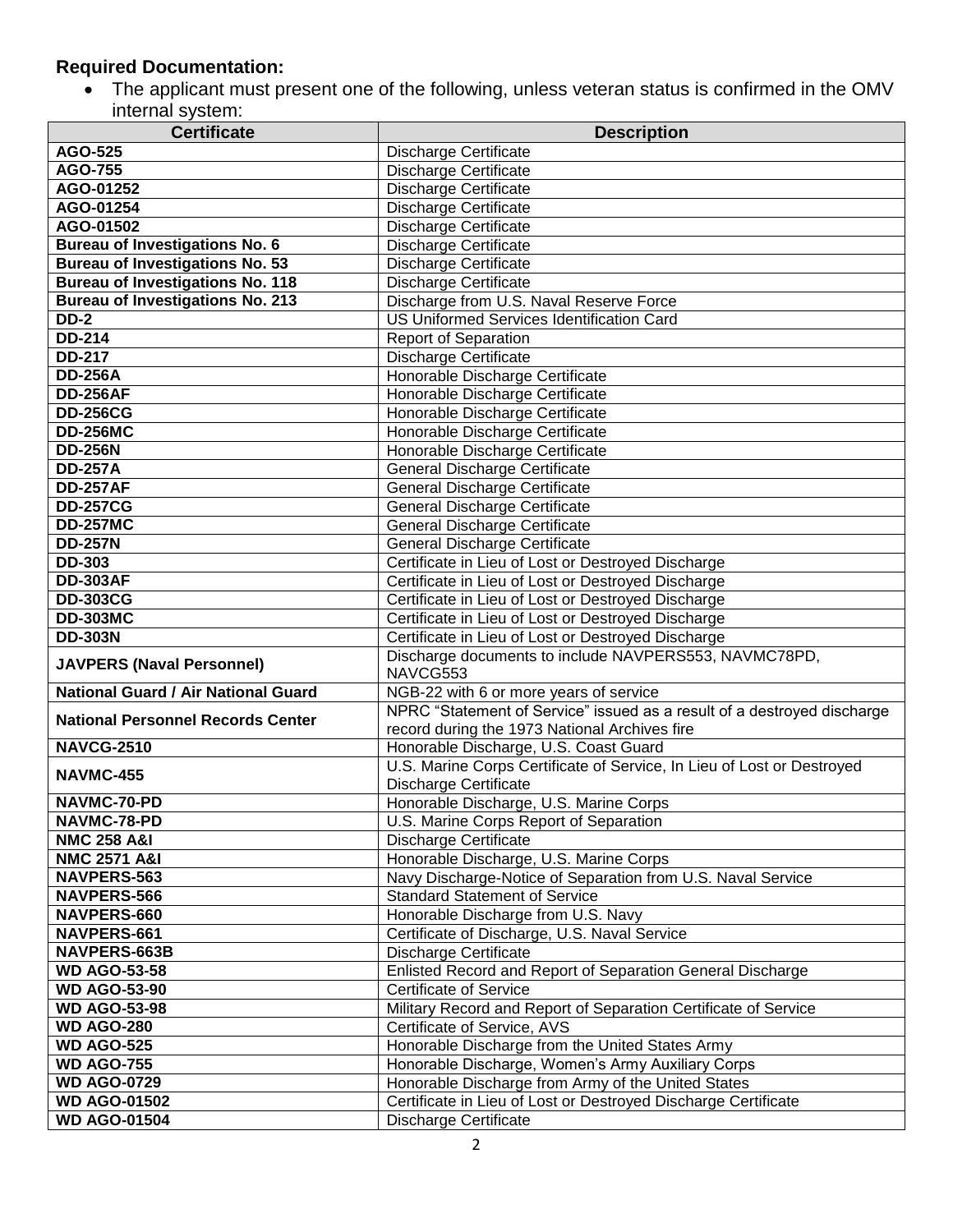**Required Documentation:**

- The applicant must present one of the following, unless veteran status is confirmed in the OMV internal system:

| Certificate | Description |
|---|---|
| **AGO-525** | Discharge Certificate |
| **AGO-755** | Discharge Certificate |
| **AGO-01252** | Discharge Certificate |
| **AGO-01254** | Discharge Certificate |
| **AGO-01502** | Discharge Certificate |
| **Bureau of Investigations No. 6** | Discharge Certificate |
| **Bureau of Investigations No. 53** | Discharge Certificate |
| **Bureau of Investigations No. 118** | Discharge Certificate |
| **Bureau of Investigations No. 213** | Discharge from U.S. Naval Reserve Force |
| **DD-2** | US Uniformed Services Identification Card |
| **DD-214** | Report of Separation |
| **DD-217** | Discharge Certificate |
| **DD-256A** | Honorable Discharge Certificate |
| **DD-256AF** | Honorable Discharge Certificate |
| **DD-256CG** | Honorable Discharge Certificate |
| **DD-256MC** | Honorable Discharge Certificate |
| **DD-256N** | Honorable Discharge Certificate |
| **DD-257A** | General Discharge Certificate |
| **DD-257AF** | General Discharge Certificate |
| **DD-257CG** | General Discharge Certificate |
| **DD-257MC** | General Discharge Certificate |
| **DD-257N** | General Discharge Certificate |
| **DD-303** | Certificate in Lieu of Lost or Destroyed Discharge |
| **DD-303AF** | Certificate in Lieu of Lost or Destroyed Discharge |
| **DD-303CG** | Certificate in Lieu of Lost or Destroyed Discharge |
| **DD-303MC** | Certificate in Lieu of Lost or Destroyed Discharge |
| **DD-303N** | Certificate in Lieu of Lost or Destroyed Discharge |
| **JAVPERS (Naval Personnel)** | Discharge documents to include NAVPERS553, NAVMC78PD, NAVCG553 |
| **National Guard / Air National Guard** | NGB-22 with 6 or more years of service |
| **National Personnel Records Center** | NPRC "Statement of Service" issued as a result of a destroyed discharge record during the 1973 National Archives fire |
| **NAVCG-2510** | Honorable Discharge, U.S. Coast Guard |
| **NAVMC-455** | U.S. Marine Corps Certificate of Service, In Lieu of Lost or Destroyed Discharge Certificate |
| **NAVMC-70-PD** | Honorable Discharge, U.S. Marine Corps |
| **NAVMC-78-PD** | U.S. Marine Corps Report of Separation |
| **NMC 258 A&I** | Discharge Certificate |
| **NMC 2571 A&I** | Honorable Discharge, U.S. Marine Corps |
| **NAVPERS-563** | Navy Discharge-Notice of Separation from U.S. Naval Service |
| **NAVPERS-566** | Standard Statement of Service |
| **NAVPERS-660** | Honorable Discharge from U.S. Navy |
| **NAVPERS-661** | Certificate of Discharge, U.S. Naval Service |
| **NAVPERS-663B** | Discharge Certificate |
| **WD AGO-53-58** | Enlisted Record and Report of Separation General Discharge |
| **WD AGO-53-90** | Certificate of Service |
| **WD AGO-53-98** | Military Record and Report of Separation Certificate of Service |
| **WD AGO-280** | Certificate of Service, AVS |
| **WD AGO-525** | Honorable Discharge from the United States Army |
| **WD AGO-755** | Honorable Discharge, Women's Army Auxiliary Corps |
| **WD AGO-0729** | Honorable Discharge from Army of the United States |
| **WD AGO-01502** | Certificate in Lieu of Lost or Destroyed Discharge Certificate |
| **WD AGO-01504** | Discharge Certificate |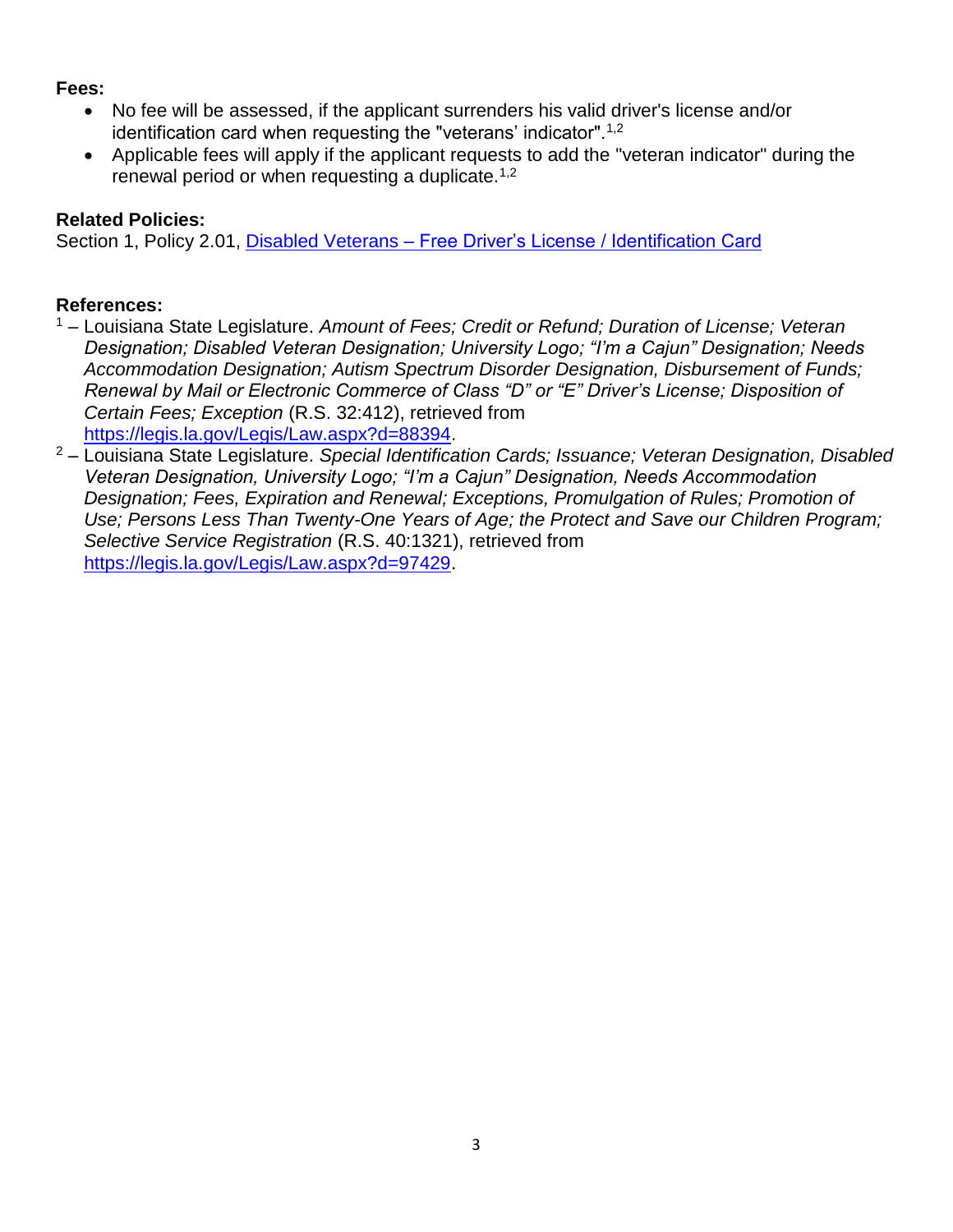**Fees:**

- No fee will be assessed, if the applicant surrenders his valid driver's license and/or identification card when requesting the "veterans' indicator".[1,2]
- Applicable fees will apply if the applicant requests to add the "veteran indicator" during the renewal period or when requesting a duplicate.[1,2]

**Related Policies:**

Section 1, Policy 2.01, [Disabled Veterans – Free Driver's License / Identification Card]()

**References:**

[1] – Louisiana State Legislature. *Amount of Fees; Credit or Refund; Duration of License; Veteran Designation; Disabled Veteran Designation; University Logo; "I'm a Cajun" Designation; Needs Accommodation Designation; Autism Spectrum Disorder Designation, Disbursement of Funds; Renewal by Mail or Electronic Commerce of Class "D" or "E" Driver's License; Disposition of Certain Fees; Exception* (R.S. 32:412), retrieved from https://legis.la.gov/Legis/Law.aspx?d=88394.

[2] – Louisiana State Legislature. *Special Identification Cards; Issuance; Veteran Designation, Disabled Veteran Designation, University Logo; "I'm a Cajun" Designation, Needs Accommodation Designation; Fees, Expiration and Renewal; Exceptions, Promulgation of Rules; Promotion of Use; Persons Less Than Twenty-One Years of Age; the Protect and Save our Children Program; Selective Service Registration* (R.S. 40:1321), retrieved from https://legis.la.gov/Legis/Law.aspx?d=97429.